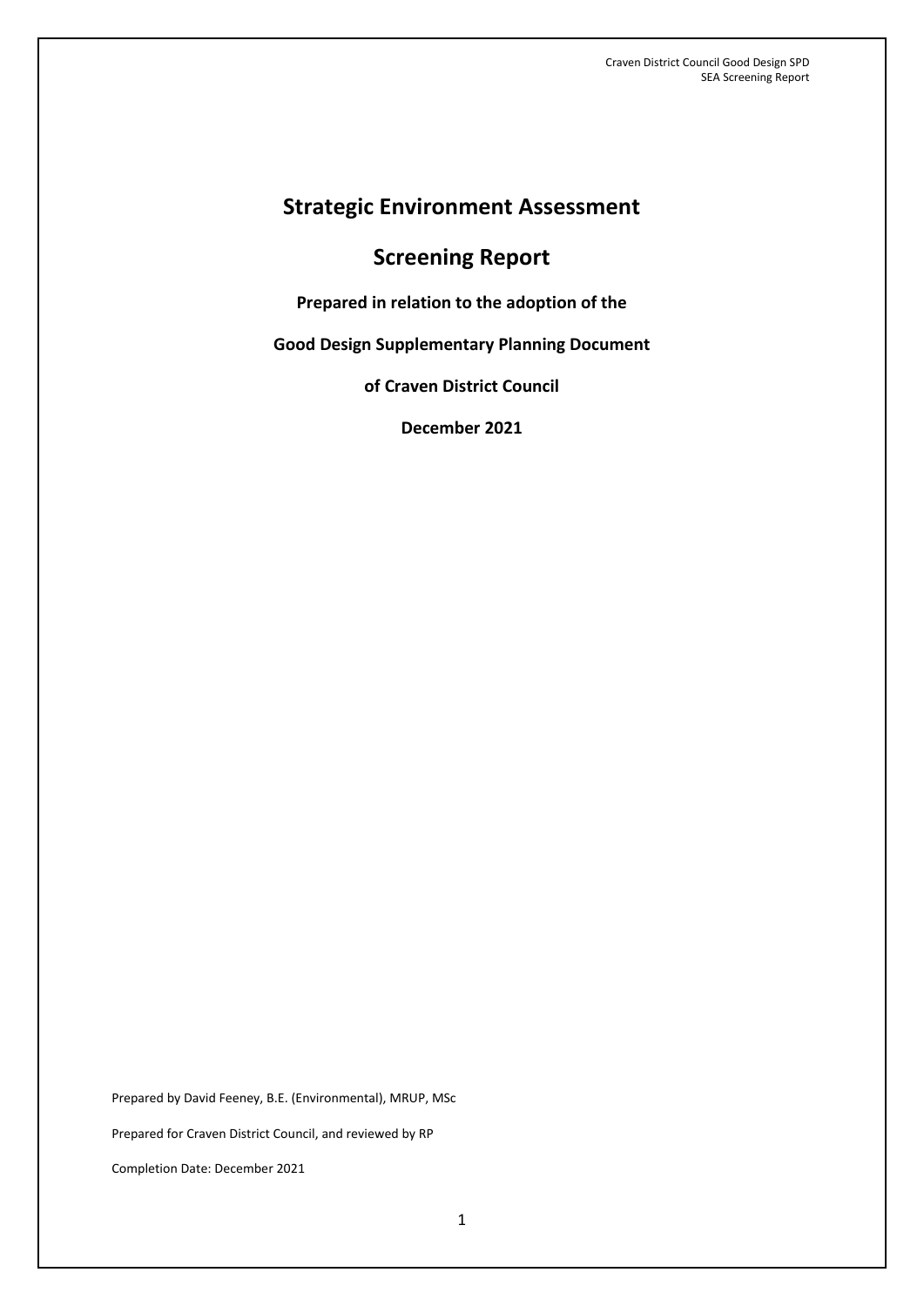# Strategic Environment Assessment

# Screening Report

**Prepared in relation to the adoption of the**

**Good Design Supplementary Planning Document**

**of Craven District Council**

**December 2021**

Prepared by David Feeney, B.E. (Environmental), MRUP, MSc

Prepared for Craven District Council, and reviewed by RP

Completion Date: December 2021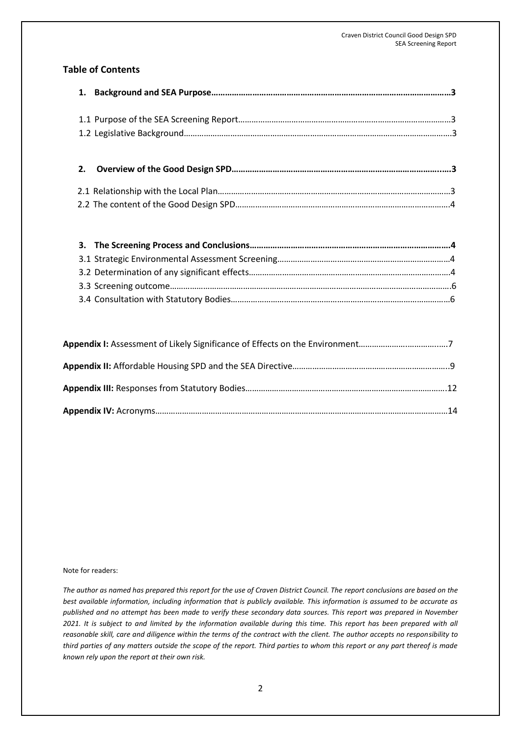## Table of Contents

**1. Background and SEA Purpose……………………………………………………………………………………………3**

1.1 Purpose of the SEA Screening Report………………………………………………………………………………3
1.2 Legislative Background…………………………………………………………………………………………………3

**2. Overview of the Good Design SPD……………………………………………………………………………………3**

2.1 Relationship with the Local Plan……………………………………………………………………………………3
2.2 The content of the Good Design SPD………………………………………………………………………………4

**3. The Screening Process and Conclusions……………………………………………………………………………4**

3.1 Strategic Environmental Assessment Screening…………………………………………………………………4
3.2 Determination of any significant effects…………………………………………………………………………4
3.3 Screening outcome……………………………………………………………………………………………………6
3.4 Consultation with Statutory Bodies…………………………………………………………………………………6

**Appendix I:** Assessment of Likely Significance of Effects on the Environment…………………………………7

**Appendix II:** Affordable Housing SPD and the SEA Directive………………………………………………………9

**Appendix III:** Responses from Statutory Bodies……………………………………………………………………12

**Appendix IV:** Acronyms…………………………………………………………………………………………………14

Note for readers:

*The author as named has prepared this report for the use of Craven District Council. The report conclusions are based on the best available information, including information that is publicly available. This information is assumed to be accurate as published and no attempt has been made to verify these secondary data sources. This report was prepared in November 2021. It is subject to and limited by the information available during this time. This report has been prepared with all reasonable skill, care and diligence within the terms of the contract with the client. The author accepts no responsibility to third parties of any matters outside the scope of the report. Third parties to whom this report or any part thereof is made known rely upon the report at their own risk.*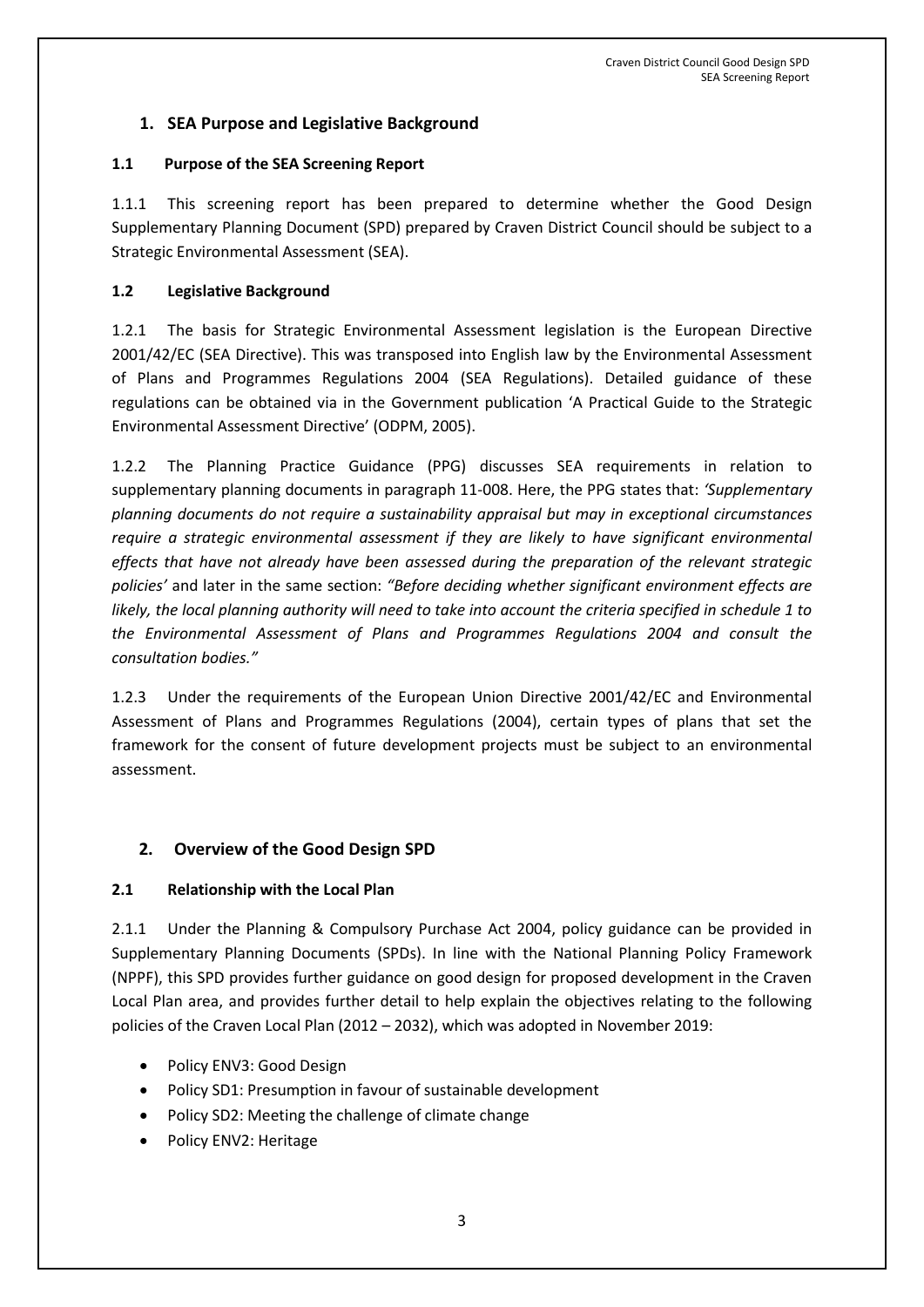## 1. SEA Purpose and Legislative Background

### 1.1 Purpose of the SEA Screening Report

1.1.1 This screening report has been prepared to determine whether the Good Design Supplementary Planning Document (SPD) prepared by Craven District Council should be subject to a Strategic Environmental Assessment (SEA).

### 1.2 Legislative Background

1.2.1 The basis for Strategic Environmental Assessment legislation is the European Directive 2001/42/EC (SEA Directive). This was transposed into English law by the Environmental Assessment of Plans and Programmes Regulations 2004 (SEA Regulations). Detailed guidance of these regulations can be obtained via in the Government publication 'A Practical Guide to the Strategic Environmental Assessment Directive' (ODPM, 2005).

1.2.2 The Planning Practice Guidance (PPG) discusses SEA requirements in relation to supplementary planning documents in paragraph 11-008. Here, the PPG states that: *'Supplementary planning documents do not require a sustainability appraisal but may in exceptional circumstances require a strategic environmental assessment if they are likely to have significant environmental effects that have not already have been assessed during the preparation of the relevant strategic policies'* and later in the same section: *"Before deciding whether significant environment effects are likely, the local planning authority will need to take into account the criteria specified in schedule 1 to the Environmental Assessment of Plans and Programmes Regulations 2004 and consult the consultation bodies."*

1.2.3 Under the requirements of the European Union Directive 2001/42/EC and Environmental Assessment of Plans and Programmes Regulations (2004), certain types of plans that set the framework for the consent of future development projects must be subject to an environmental assessment.

## 2. Overview of the Good Design SPD

### 2.1 Relationship with the Local Plan

2.1.1 Under the Planning & Compulsory Purchase Act 2004, policy guidance can be provided in Supplementary Planning Documents (SPDs). In line with the National Planning Policy Framework (NPPF), this SPD provides further guidance on good design for proposed development in the Craven Local Plan area, and provides further detail to help explain the objectives relating to the following policies of the Craven Local Plan (2012 – 2032), which was adopted in November 2019:

- Policy ENV3: Good Design
- Policy SD1: Presumption in favour of sustainable development
- Policy SD2: Meeting the challenge of climate change
- Policy ENV2: Heritage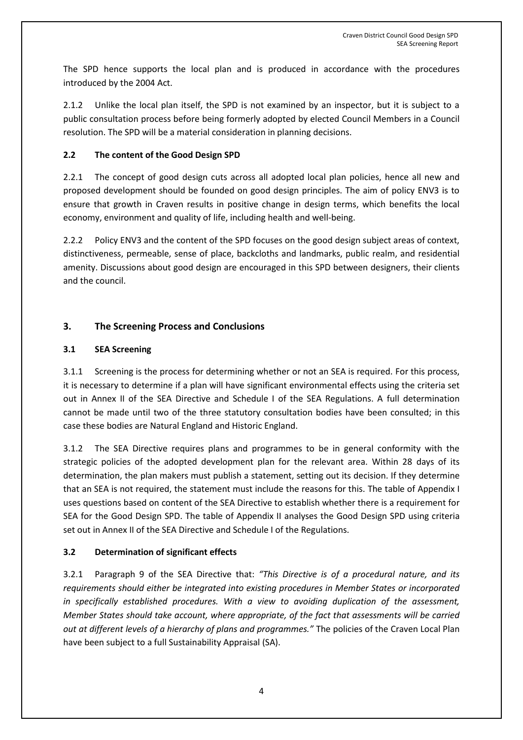The SPD hence supports the local plan and is produced in accordance with the procedures introduced by the 2004 Act.

2.1.2 Unlike the local plan itself, the SPD is not examined by an inspector, but it is subject to a public consultation process before being formerly adopted by elected Council Members in a Council resolution. The SPD will be a material consideration in planning decisions.

### 2.2 The content of the Good Design SPD

2.2.1 The concept of good design cuts across all adopted local plan policies, hence all new and proposed development should be founded on good design principles. The aim of policy ENV3 is to ensure that growth in Craven results in positive change in design terms, which benefits the local economy, environment and quality of life, including health and well-being.

2.2.2 Policy ENV3 and the content of the SPD focuses on the good design subject areas of context, distinctiveness, permeable, sense of place, backcloths and landmarks, public realm, and residential amenity. Discussions about good design are encouraged in this SPD between designers, their clients and the council.

## 3. The Screening Process and Conclusions

### 3.1 SEA Screening

3.1.1 Screening is the process for determining whether or not an SEA is required. For this process, it is necessary to determine if a plan will have significant environmental effects using the criteria set out in Annex II of the SEA Directive and Schedule I of the SEA Regulations. A full determination cannot be made until two of the three statutory consultation bodies have been consulted; in this case these bodies are Natural England and Historic England.

3.1.2 The SEA Directive requires plans and programmes to be in general conformity with the strategic policies of the adopted development plan for the relevant area. Within 28 days of its determination, the plan makers must publish a statement, setting out its decision. If they determine that an SEA is not required, the statement must include the reasons for this. The table of Appendix I uses questions based on content of the SEA Directive to establish whether there is a requirement for SEA for the Good Design SPD. The table of Appendix II analyses the Good Design SPD using criteria set out in Annex II of the SEA Directive and Schedule I of the Regulations.

### 3.2 Determination of significant effects

3.2.1 Paragraph 9 of the SEA Directive that: *"This Directive is of a procedural nature, and its requirements should either be integrated into existing procedures in Member States or incorporated in specifically established procedures. With a view to avoiding duplication of the assessment, Member States should take account, where appropriate, of the fact that assessments will be carried out at different levels of a hierarchy of plans and programmes."* The policies of the Craven Local Plan have been subject to a full Sustainability Appraisal (SA).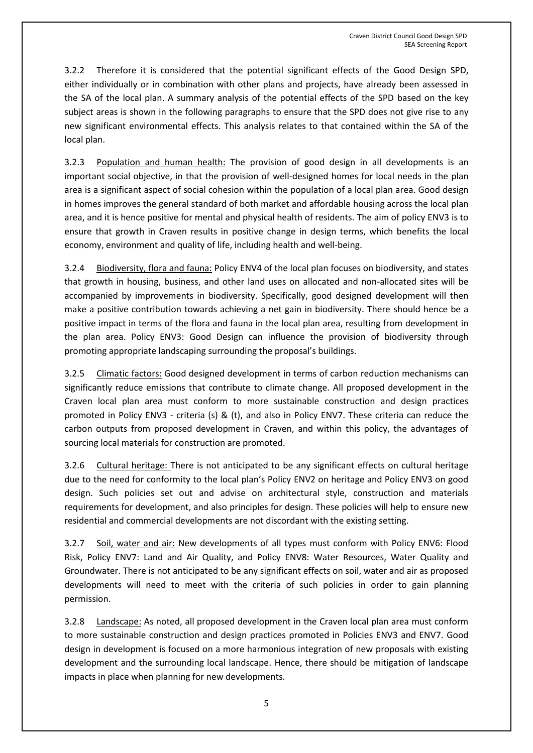3.2.2 Therefore it is considered that the potential significant effects of the Good Design SPD, either individually or in combination with other plans and projects, have already been assessed in the SA of the local plan. A summary analysis of the potential effects of the SPD based on the key subject areas is shown in the following paragraphs to ensure that the SPD does not give rise to any new significant environmental effects. This analysis relates to that contained within the SA of the local plan.

3.2.3 Population and human health: The provision of good design in all developments is an important social objective, in that the provision of well-designed homes for local needs in the plan area is a significant aspect of social cohesion within the population of a local plan area. Good design in homes improves the general standard of both market and affordable housing across the local plan area, and it is hence positive for mental and physical health of residents. The aim of policy ENV3 is to ensure that growth in Craven results in positive change in design terms, which benefits the local economy, environment and quality of life, including health and well-being.

3.2.4 Biodiversity, flora and fauna: Policy ENV4 of the local plan focuses on biodiversity, and states that growth in housing, business, and other land uses on allocated and non-allocated sites will be accompanied by improvements in biodiversity. Specifically, good designed development will then make a positive contribution towards achieving a net gain in biodiversity. There should hence be a positive impact in terms of the flora and fauna in the local plan area, resulting from development in the plan area. Policy ENV3: Good Design can influence the provision of biodiversity through promoting appropriate landscaping surrounding the proposal's buildings.

3.2.5 Climatic factors: Good designed development in terms of carbon reduction mechanisms can significantly reduce emissions that contribute to climate change. All proposed development in the Craven local plan area must conform to more sustainable construction and design practices promoted in Policy ENV3 - criteria (s) & (t), and also in Policy ENV7. These criteria can reduce the carbon outputs from proposed development in Craven, and within this policy, the advantages of sourcing local materials for construction are promoted.

3.2.6 Cultural heritage: There is not anticipated to be any significant effects on cultural heritage due to the need for conformity to the local plan's Policy ENV2 on heritage and Policy ENV3 on good design. Such policies set out and advise on architectural style, construction and materials requirements for development, and also principles for design. These policies will help to ensure new residential and commercial developments are not discordant with the existing setting.

3.2.7 Soil, water and air: New developments of all types must conform with Policy ENV6: Flood Risk, Policy ENV7: Land and Air Quality, and Policy ENV8: Water Resources, Water Quality and Groundwater. There is not anticipated to be any significant effects on soil, water and air as proposed developments will need to meet with the criteria of such policies in order to gain planning permission.

3.2.8 Landscape: As noted, all proposed development in the Craven local plan area must conform to more sustainable construction and design practices promoted in Policies ENV3 and ENV7. Good design in development is focused on a more harmonious integration of new proposals with existing development and the surrounding local landscape. Hence, there should be mitigation of landscape impacts in place when planning for new developments.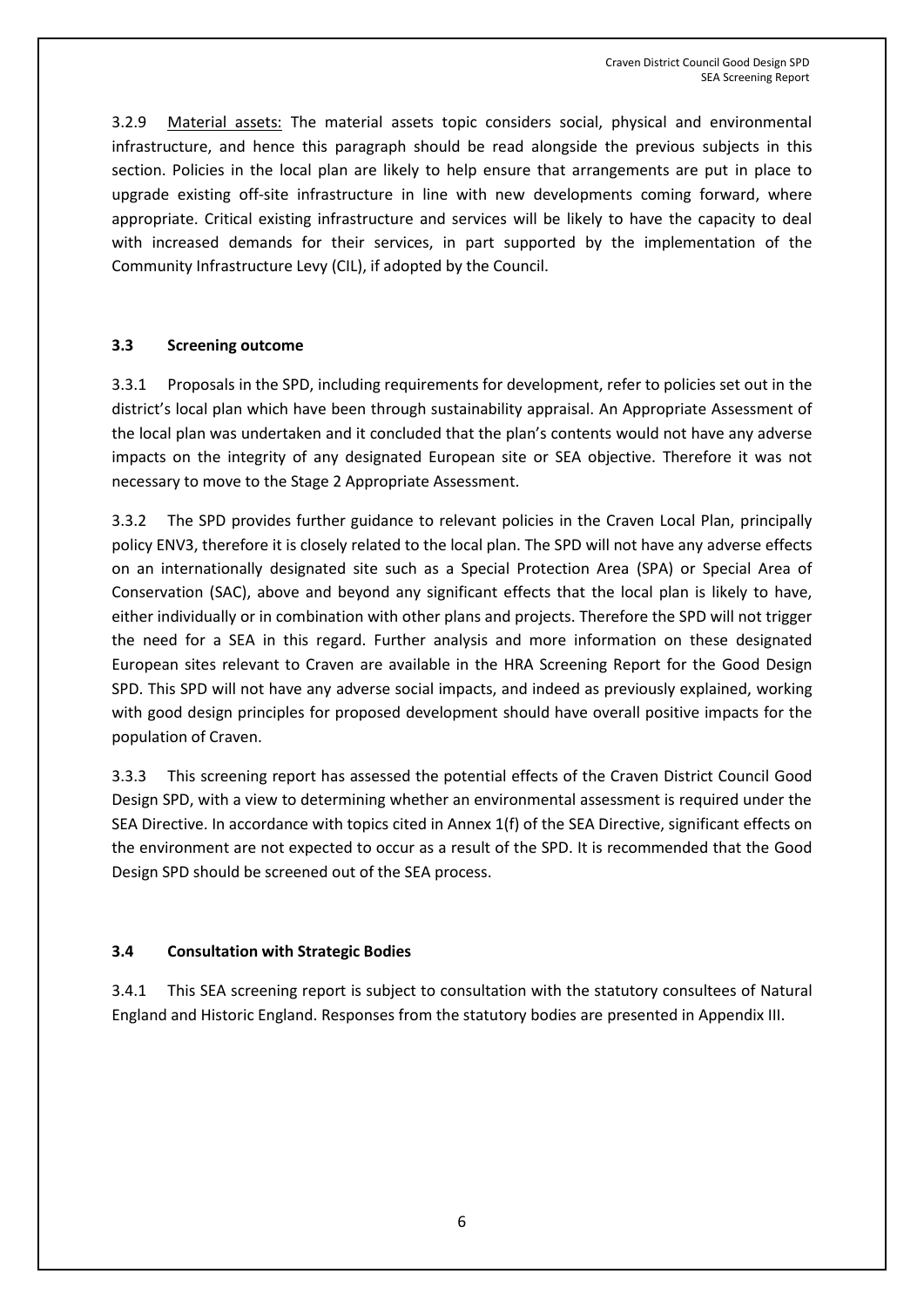3.2.9 <u>Material assets:</u> The material assets topic considers social, physical and environmental infrastructure, and hence this paragraph should be read alongside the previous subjects in this section. Policies in the local plan are likely to help ensure that arrangements are put in place to upgrade existing off-site infrastructure in line with new developments coming forward, where appropriate. Critical existing infrastructure and services will be likely to have the capacity to deal with increased demands for their services, in part supported by the implementation of the Community Infrastructure Levy (CIL), if adopted by the Council.

### 3.3 Screening outcome

3.3.1 Proposals in the SPD, including requirements for development, refer to policies set out in the district's local plan which have been through sustainability appraisal. An Appropriate Assessment of the local plan was undertaken and it concluded that the plan's contents would not have any adverse impacts on the integrity of any designated European site or SEA objective. Therefore it was not necessary to move to the Stage 2 Appropriate Assessment.

3.3.2 The SPD provides further guidance to relevant policies in the Craven Local Plan, principally policy ENV3, therefore it is closely related to the local plan. The SPD will not have any adverse effects on an internationally designated site such as a Special Protection Area (SPA) or Special Area of Conservation (SAC), above and beyond any significant effects that the local plan is likely to have, either individually or in combination with other plans and projects. Therefore the SPD will not trigger the need for a SEA in this regard. Further analysis and more information on these designated European sites relevant to Craven are available in the HRA Screening Report for the Good Design SPD. This SPD will not have any adverse social impacts, and indeed as previously explained, working with good design principles for proposed development should have overall positive impacts for the population of Craven.

3.3.3 This screening report has assessed the potential effects of the Craven District Council Good Design SPD, with a view to determining whether an environmental assessment is required under the SEA Directive. In accordance with topics cited in Annex 1(f) of the SEA Directive, significant effects on the environment are not expected to occur as a result of the SPD. It is recommended that the Good Design SPD should be screened out of the SEA process.

### 3.4 Consultation with Strategic Bodies

3.4.1 This SEA screening report is subject to consultation with the statutory consultees of Natural England and Historic England. Responses from the statutory bodies are presented in Appendix III.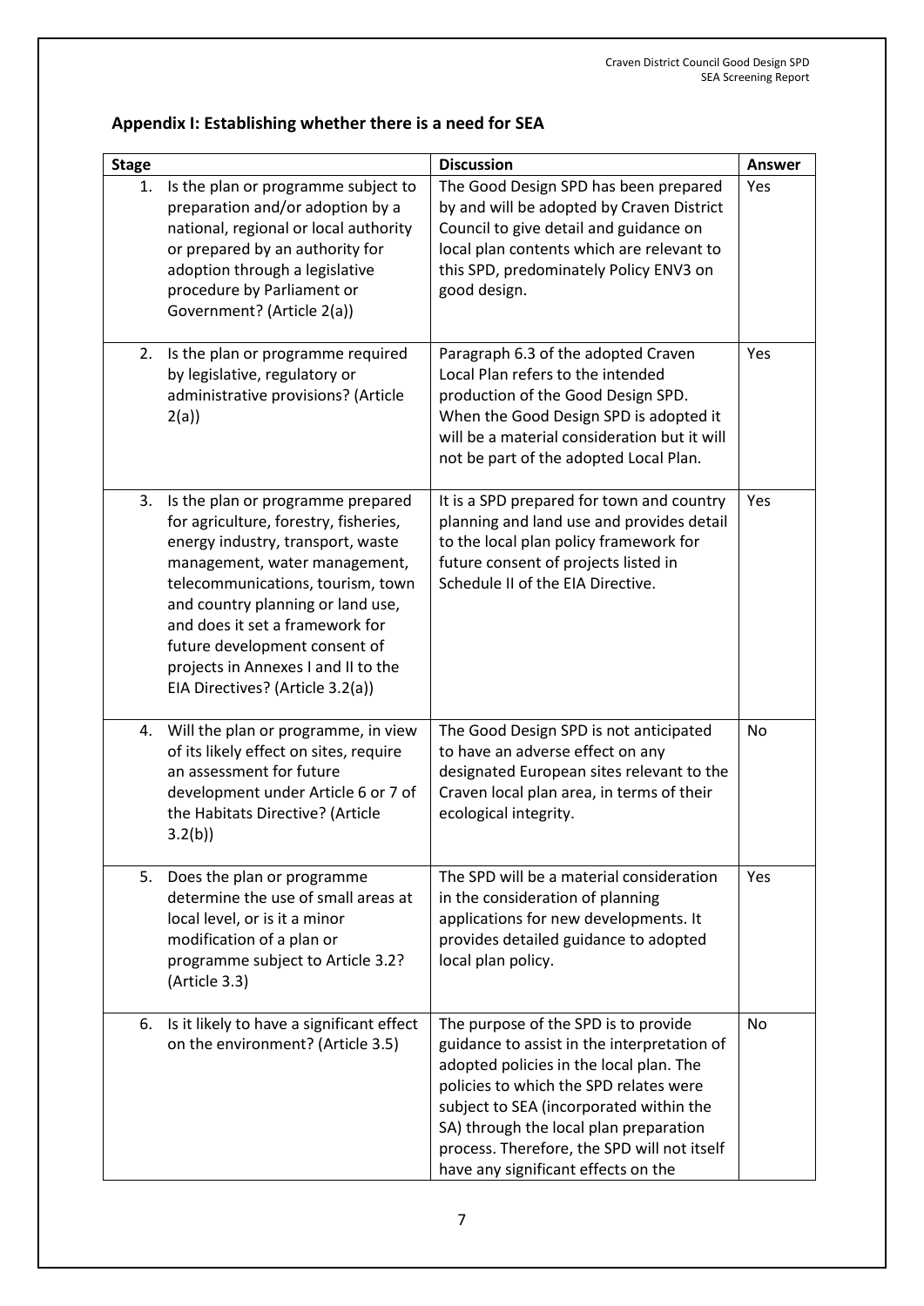## Appendix I: Establishing whether there is a need for SEA

| Stage | Discussion | Answer |
|---|---|---|
| 1. Is the plan or programme subject to preparation and/or adoption by a national, regional or local authority or prepared by an authority for adoption through a legislative procedure by Parliament or Government? (Article 2(a)) | The Good Design SPD has been prepared by and will be adopted by Craven District Council to give detail and guidance on local plan contents which are relevant to this SPD, predominately Policy ENV3 on good design. | Yes |
| 2. Is the plan or programme required by legislative, regulatory or administrative provisions? (Article 2(a)) | Paragraph 6.3 of the adopted Craven Local Plan refers to the intended production of the Good Design SPD. When the Good Design SPD is adopted it will be a material consideration but it will not be part of the adopted Local Plan. | Yes |
| 3. Is the plan or programme prepared for agriculture, forestry, fisheries, energy industry, transport, waste management, water management, telecommunications, tourism, town and country planning or land use, and does it set a framework for future development consent of projects in Annexes I and II to the EIA Directives? (Article 3.2(a)) | It is a SPD prepared for town and country planning and land use and provides detail to the local plan policy framework for future consent of projects listed in Schedule II of the EIA Directive. | Yes |
| 4. Will the plan or programme, in view of its likely effect on sites, require an assessment for future development under Article 6 or 7 of the Habitats Directive? (Article 3.2(b)) | The Good Design SPD is not anticipated to have an adverse effect on any designated European sites relevant to the Craven local plan area, in terms of their ecological integrity. | No |
| 5. Does the plan or programme determine the use of small areas at local level, or is it a minor modification of a plan or programme subject to Article 3.2? (Article 3.3) | The SPD will be a material consideration in the consideration of planning applications for new developments. It provides detailed guidance to adopted local plan policy. | Yes |
| 6. Is it likely to have a significant effect on the environment? (Article 3.5) | The purpose of the SPD is to provide guidance to assist in the interpretation of adopted policies in the local plan. The policies to which the SPD relates were subject to SEA (incorporated within the SA) through the local plan preparation process. Therefore, the SPD will not itself have any significant effects on the | No |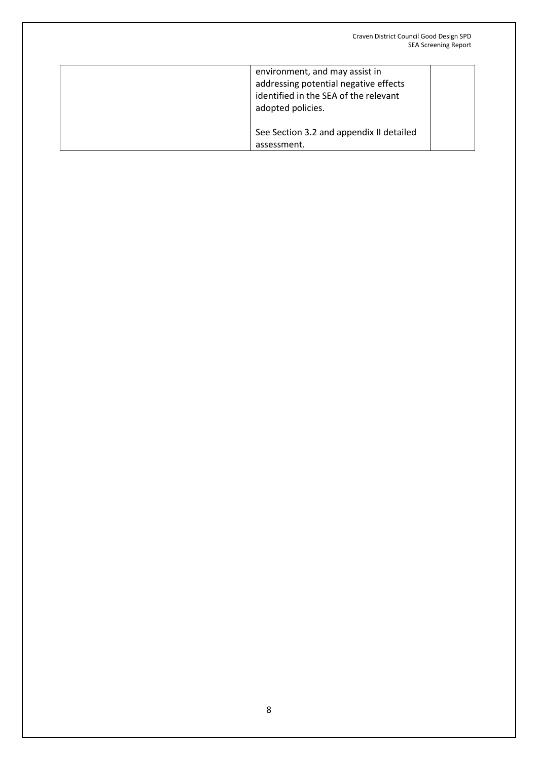| | | |
|---|---|---|
| | environment, and may assist in addressing potential negative effects identified in the SEA of the relevant adopted policies.<br><br>See Section 3.2 and appendix II detailed assessment. | |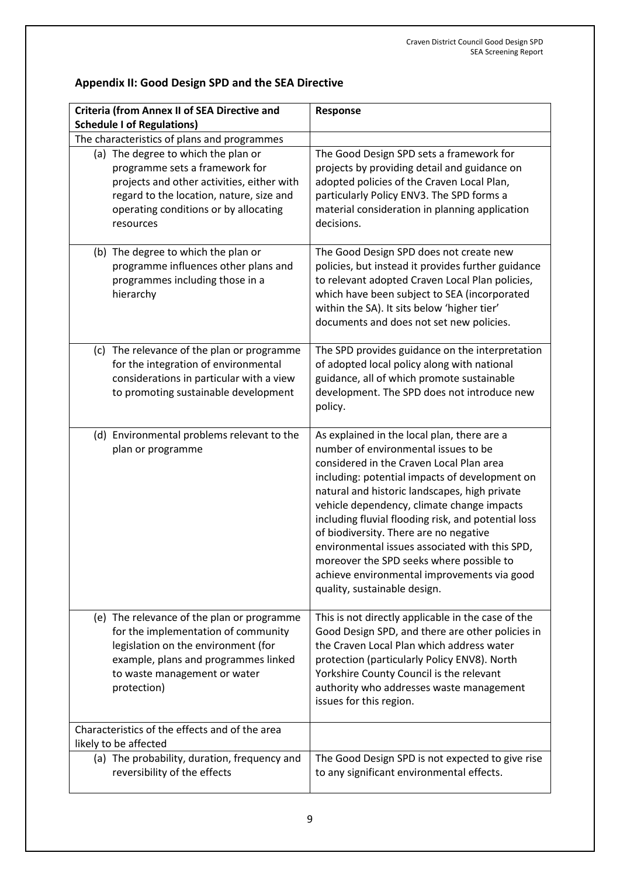## Appendix II: Good Design SPD and the SEA Directive

| Criteria (from Annex II of SEA Directive and Schedule I of Regulations) | Response |
|---|---|
| The characteristics of plans and programmes | |
| (a) The degree to which the plan or programme sets a framework for projects and other activities, either with regard to the location, nature, size and operating conditions or by allocating resources | The Good Design SPD sets a framework for projects by providing detail and guidance on adopted policies of the Craven Local Plan, particularly Policy ENV3. The SPD forms a material consideration in planning application decisions. |
| (b) The degree to which the plan or programme influences other plans and programmes including those in a hierarchy | The Good Design SPD does not create new policies, but instead it provides further guidance to relevant adopted Craven Local Plan policies, which have been subject to SEA (incorporated within the SA). It sits below 'higher tier' documents and does not set new policies. |
| (c) The relevance of the plan or programme for the integration of environmental considerations in particular with a view to promoting sustainable development | The SPD provides guidance on the interpretation of adopted local policy along with national guidance, all of which promote sustainable development. The SPD does not introduce new policy. |
| (d) Environmental problems relevant to the plan or programme | As explained in the local plan, there are a number of environmental issues to be considered in the Craven Local Plan area including: potential impacts of development on natural and historic landscapes, high private vehicle dependency, climate change impacts including fluvial flooding risk, and potential loss of biodiversity. There are no negative environmental issues associated with this SPD, moreover the SPD seeks where possible to achieve environmental improvements via good quality, sustainable design. |
| (e) The relevance of the plan or programme for the implementation of community legislation on the environment (for example, plans and programmes linked to waste management or water protection) | This is not directly applicable in the case of the Good Design SPD, and there are other policies in the Craven Local Plan which address water protection (particularly Policy ENV8). North Yorkshire County Council is the relevant authority who addresses waste management issues for this region. |
| Characteristics of the effects and of the area likely to be affected | |
| (a) The probability, duration, frequency and reversibility of the effects | The Good Design SPD is not expected to give rise to any significant environmental effects. |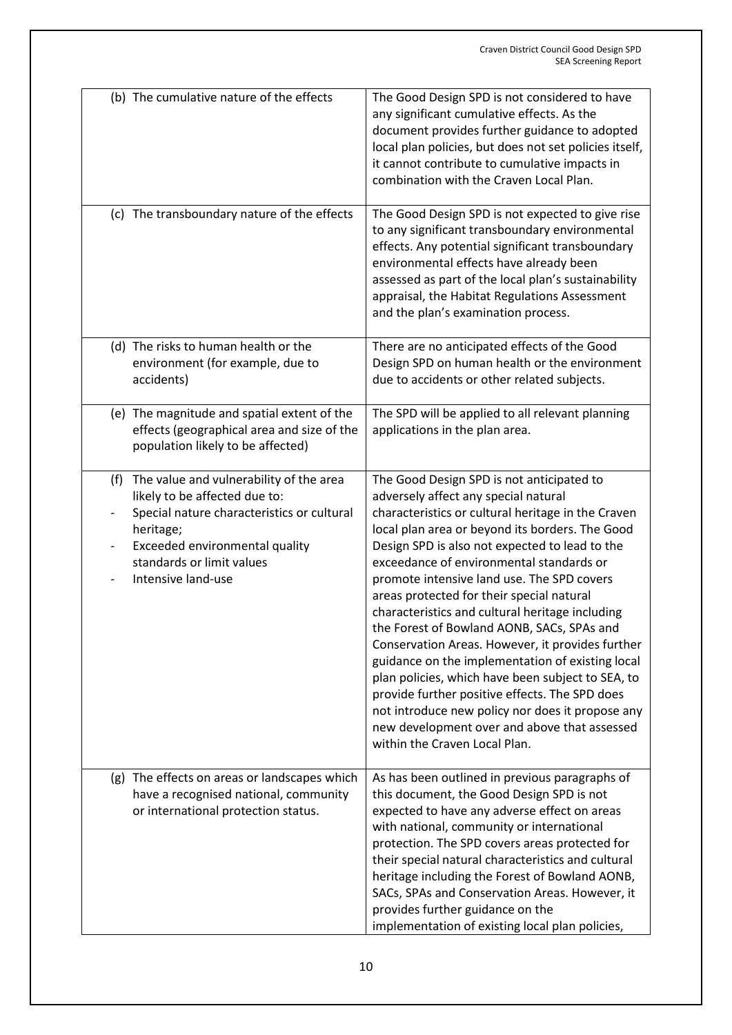| | |
|---|---|
| (b) The cumulative nature of the effects | The Good Design SPD is not considered to have any significant cumulative effects. As the document provides further guidance to adopted local plan policies, but does not set policies itself, it cannot contribute to cumulative impacts in combination with the Craven Local Plan. |
| (c) The transboundary nature of the effects | The Good Design SPD is not expected to give rise to any significant transboundary environmental effects. Any potential significant transboundary environmental effects have already been assessed as part of the local plan's sustainability appraisal, the Habitat Regulations Assessment and the plan's examination process. |
| (d) The risks to human health or the environment (for example, due to accidents) | There are no anticipated effects of the Good Design SPD on human health or the environment due to accidents or other related subjects. |
| (e) The magnitude and spatial extent of the effects (geographical area and size of the population likely to be affected) | The SPD will be applied to all relevant planning applications in the plan area. |
| (f) The value and vulnerability of the area likely to be affected due to:<br>- Special nature characteristics or cultural heritage;<br>- Exceeded environmental quality standards or limit values<br>- Intensive land-use | The Good Design SPD is not anticipated to adversely affect any special natural characteristics or cultural heritage in the Craven local plan area or beyond its borders. The Good Design SPD is also not expected to lead to the exceedance of environmental standards or promote intensive land use. The SPD covers areas protected for their special natural characteristics and cultural heritage including the Forest of Bowland AONB, SACs, SPAs and Conservation Areas. However, it provides further guidance on the implementation of existing local plan policies, which have been subject to SEA, to provide further positive effects. The SPD does not introduce new policy nor does it propose any new development over and above that assessed within the Craven Local Plan. |
| (g) The effects on areas or landscapes which have a recognised national, community or international protection status. | As has been outlined in previous paragraphs of this document, the Good Design SPD is not expected to have any adverse effect on areas with national, community or international protection. The SPD covers areas protected for their special natural characteristics and cultural heritage including the Forest of Bowland AONB, SACs, SPAs and Conservation Areas. However, it provides further guidance on the implementation of existing local plan policies, |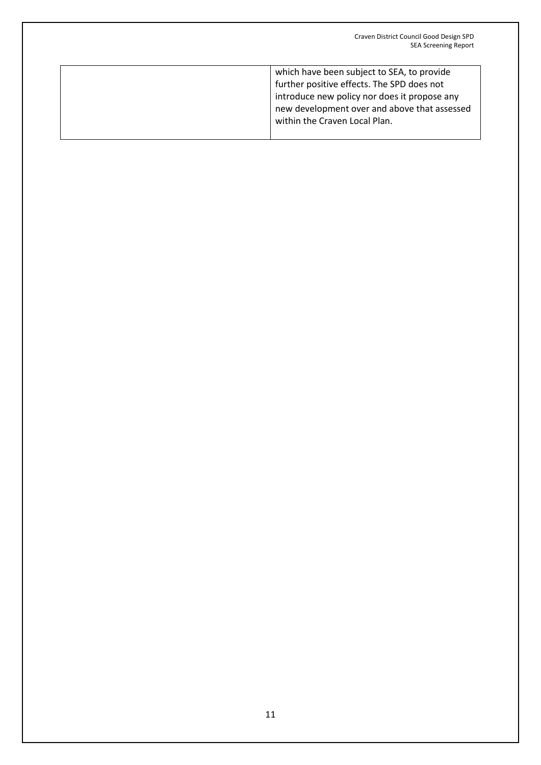|  |  |
|---|---|
|  | which have been subject to SEA, to provide further positive effects. The SPD does not introduce new policy nor does it propose any new development over and above that assessed within the Craven Local Plan. |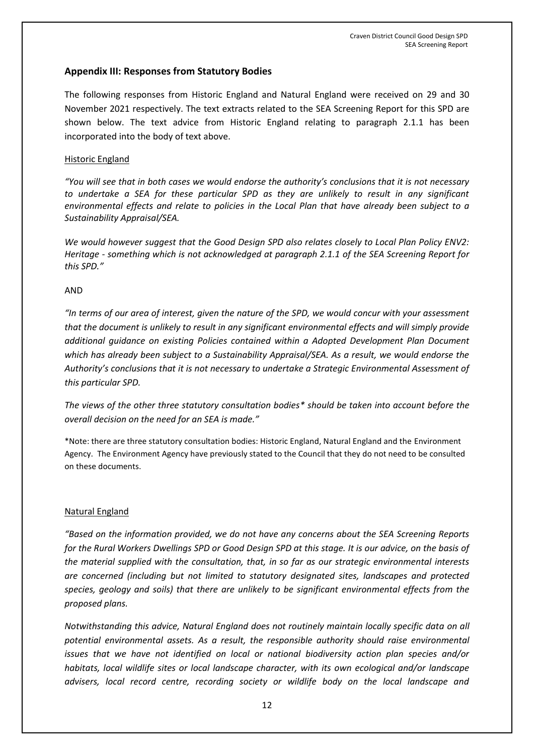## Appendix III: Responses from Statutory Bodies

The following responses from Historic England and Natural England were received on 29 and 30 November 2021 respectively. The text extracts related to the SEA Screening Report for this SPD are shown below. The text advice from Historic England relating to paragraph 2.1.1 has been incorporated into the body of text above.

### Historic England

*"You will see that in both cases we would endorse the authority's conclusions that it is not necessary to undertake a SEA for these particular SPD as they are unlikely to result in any significant environmental effects and relate to policies in the Local Plan that have already been subject to a Sustainability Appraisal/SEA.*

*We would however suggest that the Good Design SPD also relates closely to Local Plan Policy ENV2: Heritage - something which is not acknowledged at paragraph 2.1.1 of the SEA Screening Report for this SPD."*

AND

*"In terms of our area of interest, given the nature of the SPD, we would concur with your assessment that the document is unlikely to result in any significant environmental effects and will simply provide additional guidance on existing Policies contained within a Adopted Development Plan Document which has already been subject to a Sustainability Appraisal/SEA. As a result, we would endorse the Authority's conclusions that it is not necessary to undertake a Strategic Environmental Assessment of this particular SPD.*

*The views of the other three statutory consultation bodies* should be taken into account before the overall decision on the need for an SEA is made."*

*Note: there are three statutory consultation bodies: Historic England, Natural England and the Environment Agency. The Environment Agency have previously stated to the Council that they do not need to be consulted on these documents.

### Natural England

*"Based on the information provided, we do not have any concerns about the SEA Screening Reports for the Rural Workers Dwellings SPD or Good Design SPD at this stage. It is our advice, on the basis of the material supplied with the consultation, that, in so far as our strategic environmental interests are concerned (including but not limited to statutory designated sites, landscapes and protected species, geology and soils) that there are unlikely to be significant environmental effects from the proposed plans.*

*Notwithstanding this advice, Natural England does not routinely maintain locally specific data on all potential environmental assets. As a result, the responsible authority should raise environmental issues that we have not identified on local or national biodiversity action plan species and/or habitats, local wildlife sites or local landscape character, with its own ecological and/or landscape advisers, local record centre, recording society or wildlife body on the local landscape and*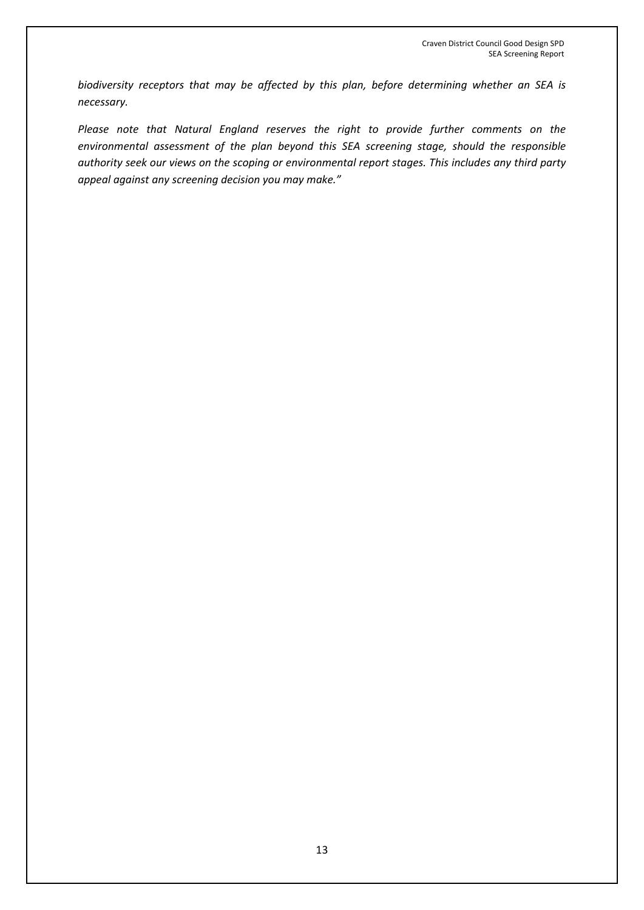*biodiversity receptors that may be affected by this plan, before determining whether an SEA is necessary.*

*Please note that Natural England reserves the right to provide further comments on the environmental assessment of the plan beyond this SEA screening stage, should the responsible authority seek our views on the scoping or environmental report stages. This includes any third party appeal against any screening decision you may make."*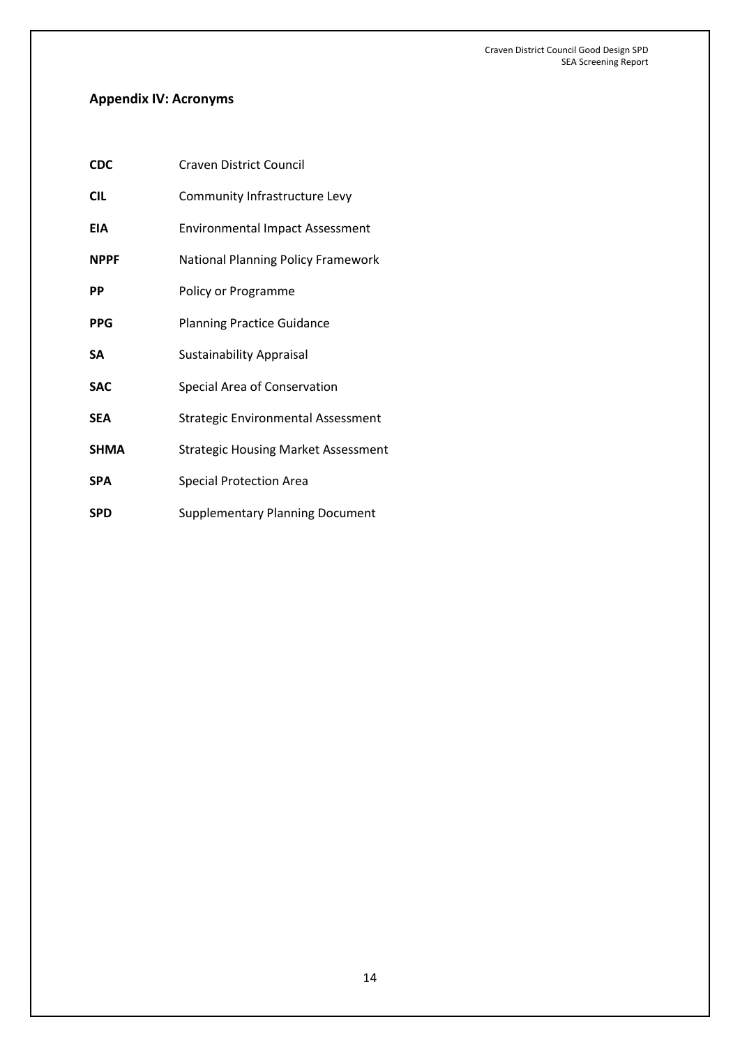## Appendix IV: Acronyms

| | |
|---|---|
| **CDC** | Craven District Council |
| **CIL** | Community Infrastructure Levy |
| **EIA** | Environmental Impact Assessment |
| **NPPF** | National Planning Policy Framework |
| **PP** | Policy or Programme |
| **PPG** | Planning Practice Guidance |
| **SA** | Sustainability Appraisal |
| **SAC** | Special Area of Conservation |
| **SEA** | Strategic Environmental Assessment |
| **SHMA** | Strategic Housing Market Assessment |
| **SPA** | Special Protection Area |
| **SPD** | Supplementary Planning Document |